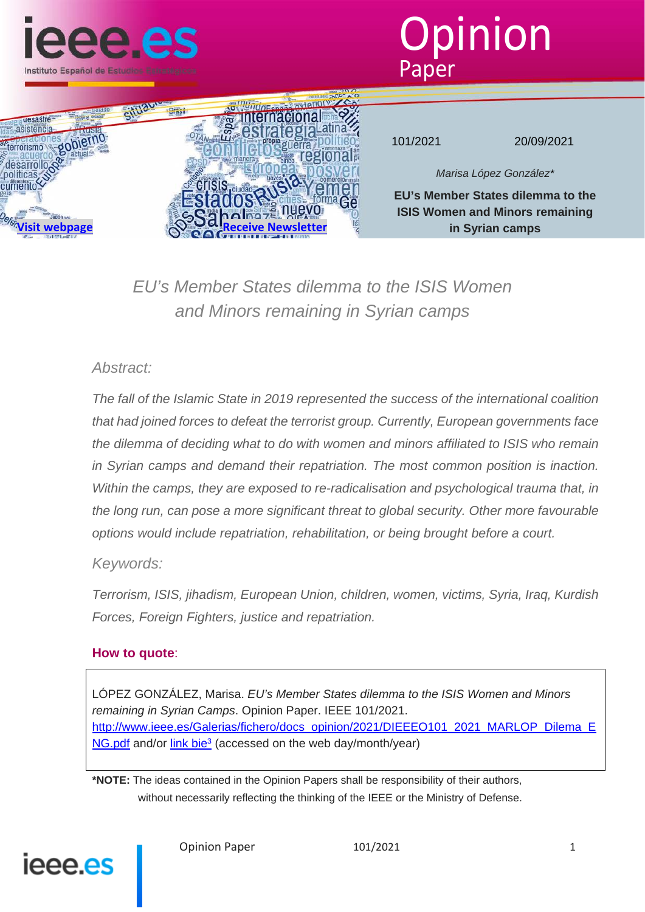Opinion Paper

101/2021 20/09/2021

*Marisa López González**

**EU's Member States dilemma to the ISIS Women and Minors remaining in Syrian camps**

# *EU's Member States dilemma to the ISIS Women and Minors remaining in Syrian camps*

*Abstract:*

*The fall of the Islamic State in 2019 represented the success of the international coalition that had joined forces to defeat the terrorist group. Currently, European governments face the dilemma of deciding what to do with women and minors affiliated to ISIS who remain in Syrian camps and demand their repatriation. The most common position is inaction. Within the camps, they are exposed to re-radicalisation and psychological trauma that, in the long run, can pose a more significant threat to global security. Other more favourable options would include repatriation, rehabilitation, or being brought before a court.*

*Keywords:*

*Terrorism, ISIS, jihadism, European Union, children, women, victims, Syria, Iraq, Kurdish Forces, Foreign Fighters, justice and repatriation.*

**How to quote**:

LÓPEZ GONZÁLEZ, Marisa. *EU's Member States dilemma to the ISIS Women and Minors remaining in Syrian Camps*. Opinion Paper. IEEE 101/2021. http://www.ieee.es/Galerias/fichero/docs_opinion/2021/DIEEEO101_2021_MARLOP_Dilema_ENG.pdf and/or link bie[3] (accessed on the web day/month/year)

***NOTE:** The ideas contained in the Opinion Papers shall be responsibility of their authors, without necessarily reflecting the thinking of the IEEE or the Ministry of Defense.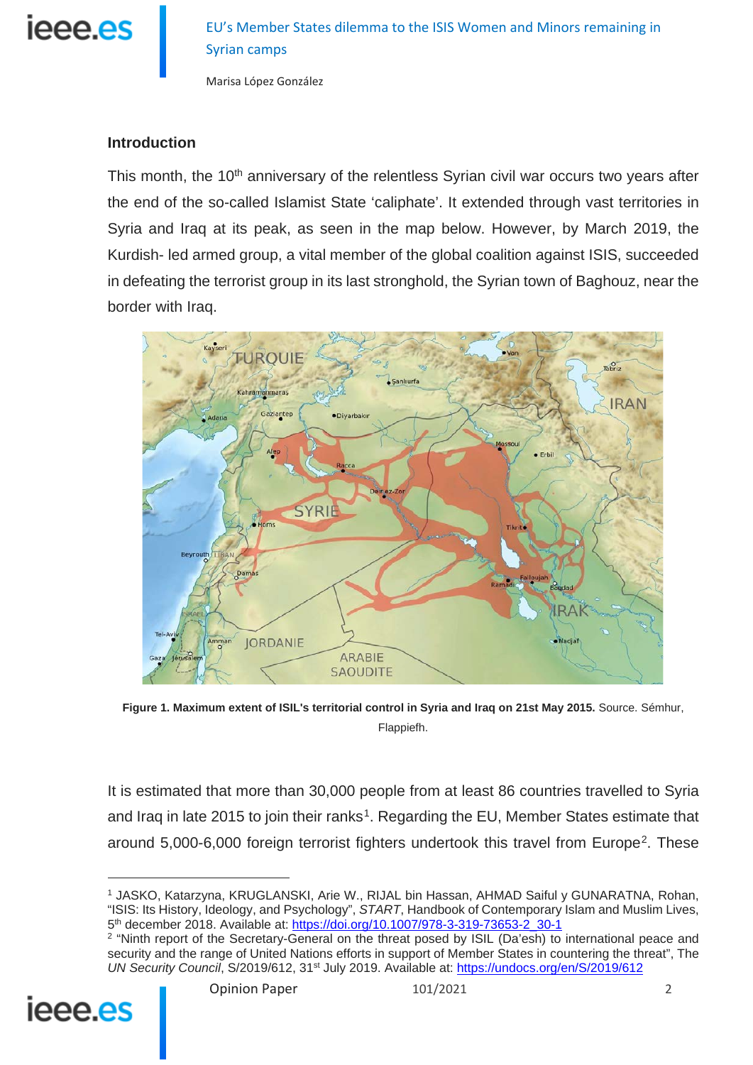## Introduction

This month, the 10th anniversary of the relentless Syrian civil war occurs two years after the end of the so-called Islamist State 'caliphate'. It extended through vast territories in Syria and Iraq at its peak, as seen in the map below. However, by March 2019, the Kurdish- led armed group, a vital member of the global coalition against ISIS, succeeded in defeating the terrorist group in its last stronghold, the Syrian town of Baghouz, near the border with Iraq.

**Figure 1. Maximum extent of ISIL's territorial control in Syria and Iraq on 21st May 2015.** Source. Sémhur, Flappiefh.

It is estimated that more than 30,000 people from at least 86 countries travelled to Syria and Iraq in late 2015 to join their ranks[1]. Regarding the EU, Member States estimate that around 5,000-6,000 foreign terrorist fighters undertook this travel from Europe[2]. These

---

[1] JASKO, Katarzyna, KRUGLANSKI, Arie W., RIJAL bin Hassan, AHMAD Saiful y GUNARATNA, Rohan, "ISIS: Its History, Ideology, and Psychology", *START*, Handbook of Contemporary Islam and Muslim Lives, 5th december 2018. Available at: https://doi.org/10.1007/978-3-319-73653-2_30-1

[2] "Ninth report of the Secretary-General on the threat posed by ISIL (Da'esh) to international peace and security and the range of United Nations efforts in support of Member States in countering the threat", The *UN Security Council*, S/2019/612, 31st July 2019. Available at: https://undocs.org/en/S/2019/612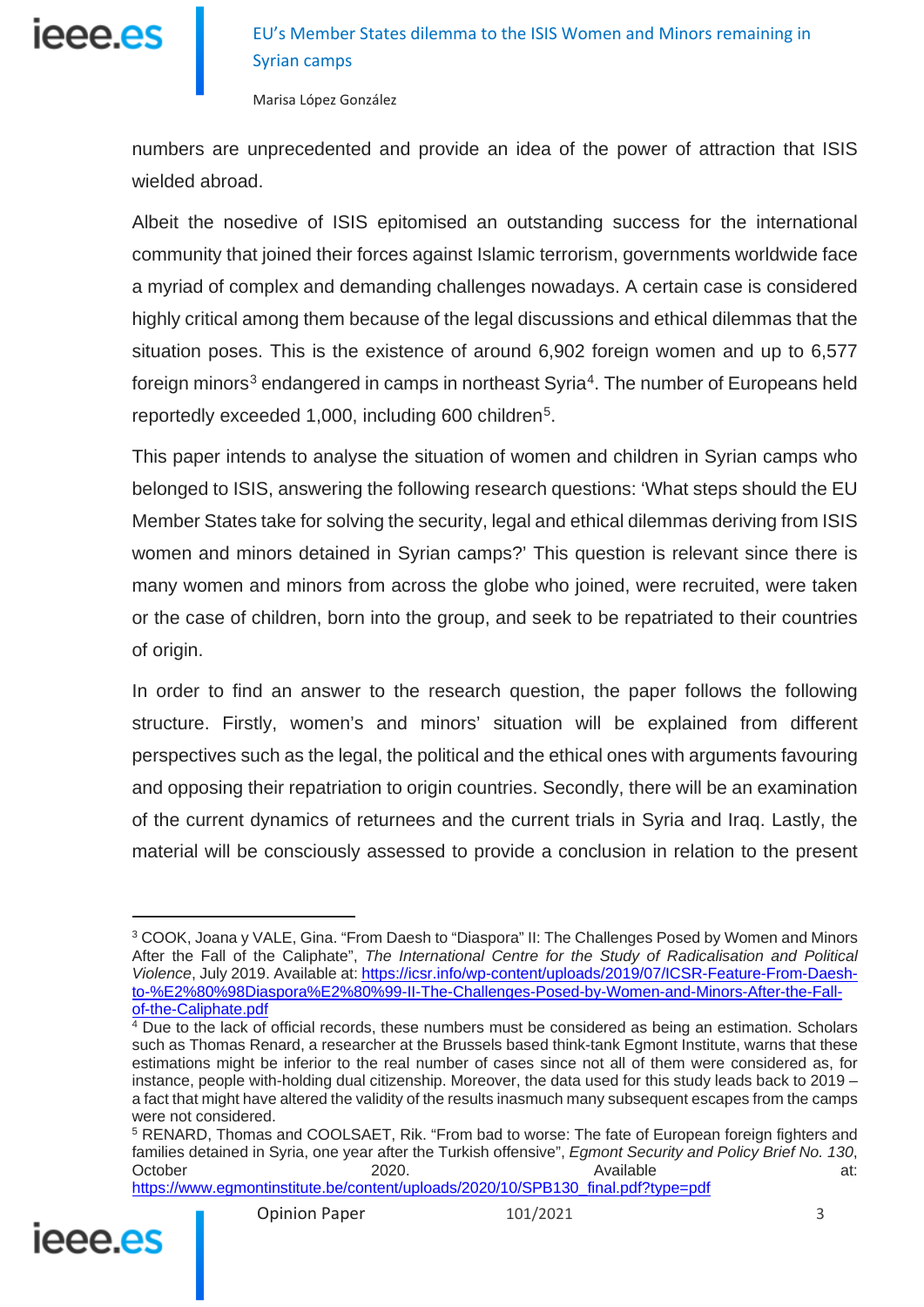numbers are unprecedented and provide an idea of the power of attraction that ISIS wielded abroad.

Albeit the nosedive of ISIS epitomised an outstanding success for the international community that joined their forces against Islamic terrorism, governments worldwide face a myriad of complex and demanding challenges nowadays. A certain case is considered highly critical among them because of the legal discussions and ethical dilemmas that the situation poses. This is the existence of around 6,902 foreign women and up to 6,577 foreign minors[3] endangered in camps in northeast Syria[4]. The number of Europeans held reportedly exceeded 1,000, including 600 children[5].

This paper intends to analyse the situation of women and children in Syrian camps who belonged to ISIS, answering the following research questions: 'What steps should the EU Member States take for solving the security, legal and ethical dilemmas deriving from ISIS women and minors detained in Syrian camps?' This question is relevant since there is many women and minors from across the globe who joined, were recruited, were taken or the case of children, born into the group, and seek to be repatriated to their countries of origin.

In order to find an answer to the research question, the paper follows the following structure. Firstly, women's and minors' situation will be explained from different perspectives such as the legal, the political and the ethical ones with arguments favouring and opposing their repatriation to origin countries. Secondly, there will be an examination of the current dynamics of returnees and the current trials in Syria and Iraq. Lastly, the material will be consciously assessed to provide a conclusion in relation to the present

---

[3] COOK, Joana y VALE, Gina. "From Daesh to "Diaspora" II: The Challenges Posed by Women and Minors After the Fall of the Caliphate", *The International Centre for the Study of Radicalisation and Political Violence*, July 2019. Available at: https://icsr.info/wp-content/uploads/2019/07/ICSR-Feature-From-Daesh-to-%E2%80%98Diaspora%E2%80%99-II-The-Challenges-Posed-by-Women-and-Minors-After-the-Fall-of-the-Caliphate.pdf

[4] Due to the lack of official records, these numbers must be considered as being an estimation. Scholars such as Thomas Renard, a researcher at the Brussels based think-tank Egmont Institute, warns that these estimations might be inferior to the real number of cases since not all of them were considered as, for instance, people with-holding dual citizenship. Moreover, the data used for this study leads back to 2019 – a fact that might have altered the validity of the results inasmuch many subsequent escapes from the camps were not considered.

[5] RENARD, Thomas and COOLSAET, Rik. "From bad to worse: The fate of European foreign fighters and families detained in Syria, one year after the Turkish offensive", *Egmont Security and Policy Brief No. 130*, October 2020. Available at: https://www.egmontinstitute.be/content/uploads/2020/10/SPB130_final.pdf?type=pdf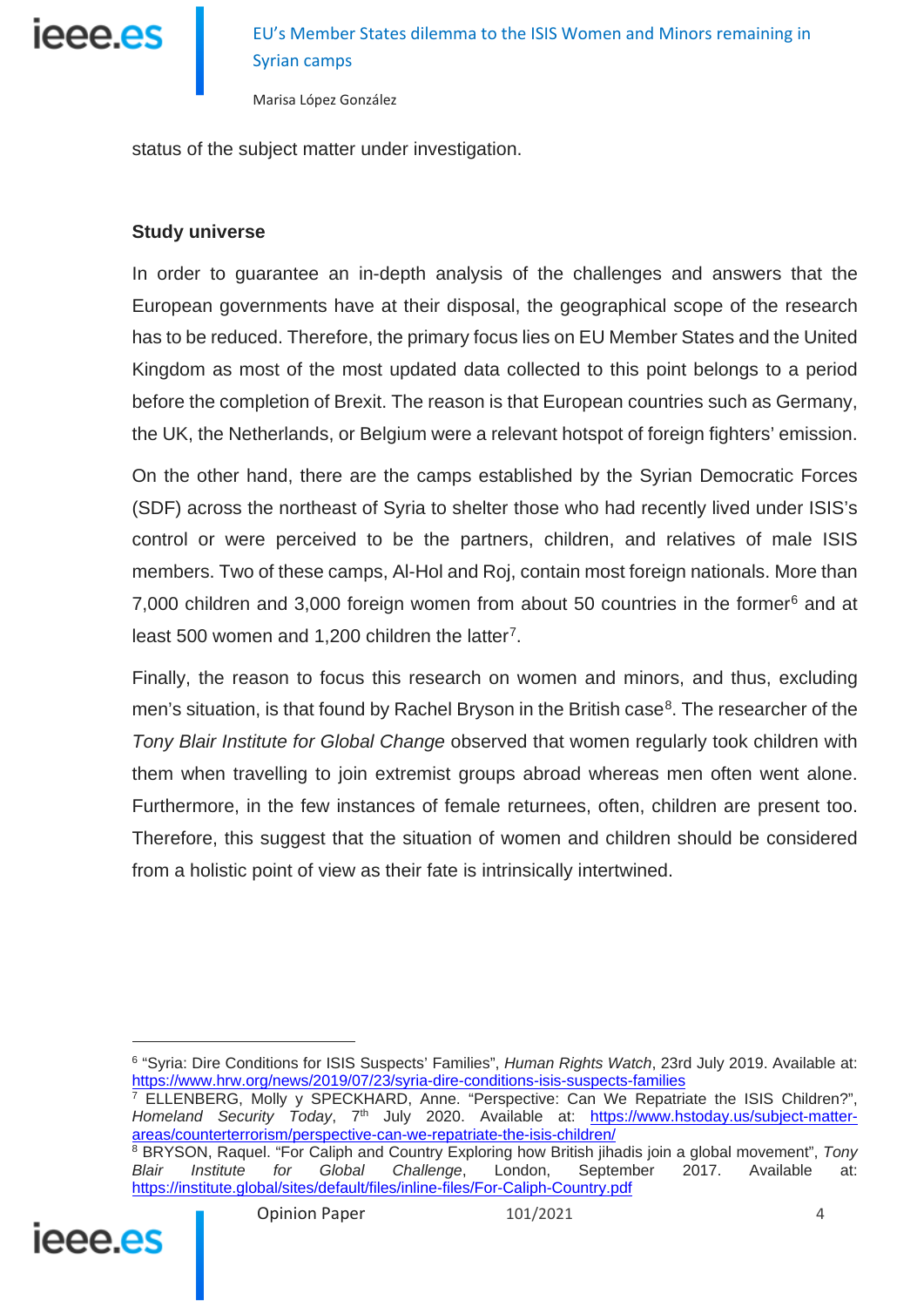status of the subject matter under investigation.

**Study universe**

In order to guarantee an in-depth analysis of the challenges and answers that the European governments have at their disposal, the geographical scope of the research has to be reduced. Therefore, the primary focus lies on EU Member States and the United Kingdom as most of the most updated data collected to this point belongs to a period before the completion of Brexit. The reason is that European countries such as Germany, the UK, the Netherlands, or Belgium were a relevant hotspot of foreign fighters' emission.

On the other hand, there are the camps established by the Syrian Democratic Forces (SDF) across the northeast of Syria to shelter those who had recently lived under ISIS's control or were perceived to be the partners, children, and relatives of male ISIS members. Two of these camps, Al-Hol and Roj, contain most foreign nationals. More than 7,000 children and 3,000 foreign women from about 50 countries in the former[6] and at least 500 women and 1,200 children the latter[7].

Finally, the reason to focus this research on women and minors, and thus, excluding men's situation, is that found by Rachel Bryson in the British case[8]. The researcher of the *Tony Blair Institute for Global Change* observed that women regularly took children with them when travelling to join extremist groups abroad whereas men often went alone. Furthermore, in the few instances of female returnees, often, children are present too. Therefore, this suggest that the situation of women and children should be considered from a holistic point of view as their fate is intrinsically intertwined.

---

[6] "Syria: Dire Conditions for ISIS Suspects' Families", *Human Rights Watch*, 23rd July 2019. Available at: https://www.hrw.org/news/2019/07/23/syria-dire-conditions-isis-suspects-families

[7] ELLENBERG, Molly y SPECKHARD, Anne. "Perspective: Can We Repatriate the ISIS Children?", *Homeland Security Today*, 7th July 2020. Available at: https://www.hstoday.us/subject-matter-areas/counterterrorism/perspective-can-we-repatriate-the-isis-children/

[8] BRYSON, Raquel. "For Caliph and Country Exploring how British jihadis join a global movement", *Tony Blair Institute for Global Challenge*, London, September 2017. Available at: https://institute.global/sites/default/files/inline-files/For-Caliph-Country.pdf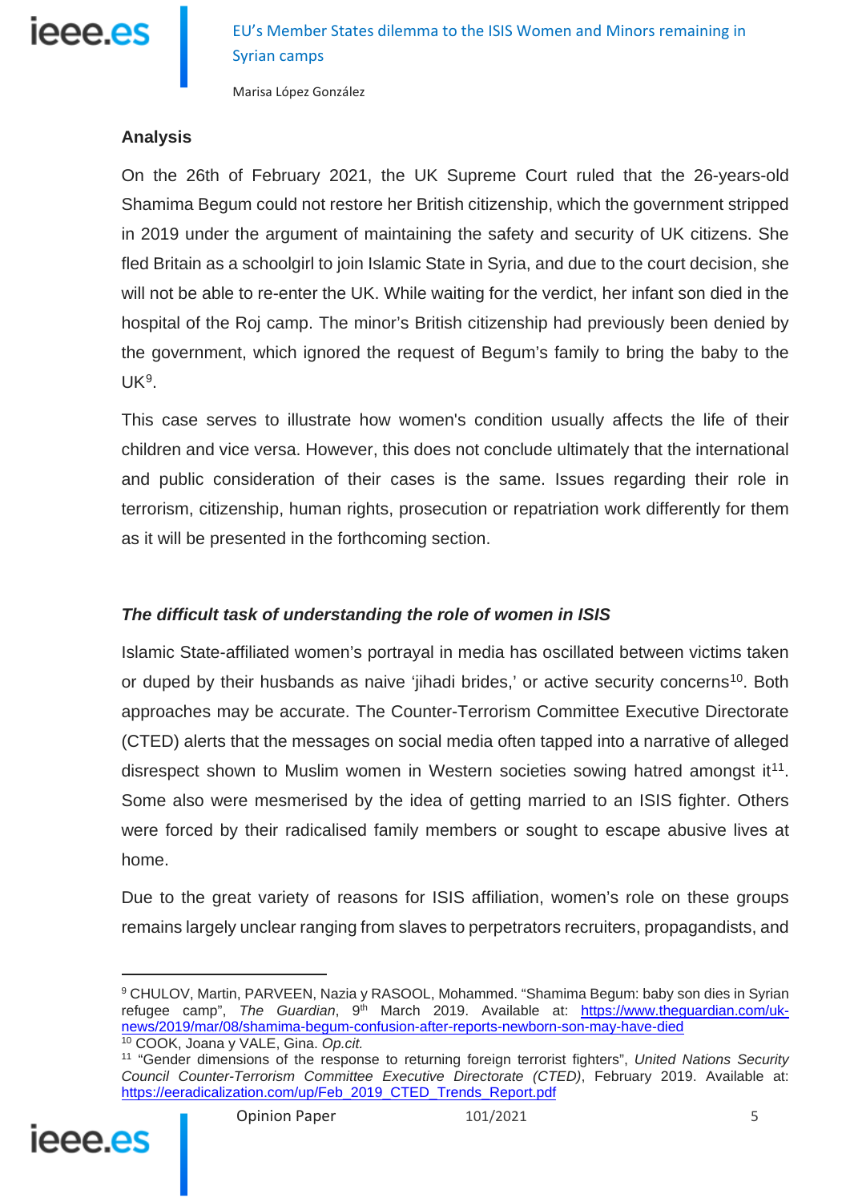**Analysis**

On the 26th of February 2021, the UK Supreme Court ruled that the 26-years-old Shamima Begum could not restore her British citizenship, which the government stripped in 2019 under the argument of maintaining the safety and security of UK citizens. She fled Britain as a schoolgirl to join Islamic State in Syria, and due to the court decision, she will not be able to re-enter the UK. While waiting for the verdict, her infant son died in the hospital of the Roj camp. The minor's British citizenship had previously been denied by the government, which ignored the request of Begum's family to bring the baby to the UK[9].

This case serves to illustrate how women's condition usually affects the life of their children and vice versa. However, this does not conclude ultimately that the international and public consideration of their cases is the same. Issues regarding their role in terrorism, citizenship, human rights, prosecution or repatriation work differently for them as it will be presented in the forthcoming section.

***The difficult task of understanding the role of women in ISIS***

Islamic State-affiliated women's portrayal in media has oscillated between victims taken or duped by their husbands as naive 'jihadi brides,' or active security concerns[10]. Both approaches may be accurate. The Counter-Terrorism Committee Executive Directorate (CTED) alerts that the messages on social media often tapped into a narrative of alleged disrespect shown to Muslim women in Western societies sowing hatred amongst it[11]. Some also were mesmerised by the idea of getting married to an ISIS fighter. Others were forced by their radicalised family members or sought to escape abusive lives at home.

Due to the great variety of reasons for ISIS affiliation, women's role on these groups remains largely unclear ranging from slaves to perpetrators recruiters, propagandists, and

---

[9] CHULOV, Martin, PARVEEN, Nazia y RASOOL, Mohammed. "Shamima Begum: baby son dies in Syrian refugee camp", *The Guardian*, 9th March 2019. Available at: https://www.theguardian.com/uk-news/2019/mar/08/shamima-begum-confusion-after-reports-newborn-son-may-have-died

[10] COOK, Joana y VALE, Gina. *Op.cit.*

[11] "Gender dimensions of the response to returning foreign terrorist fighters", *United Nations Security Council Counter-Terrorism Committee Executive Directorate (CTED)*, February 2019. Available at: https://eeradicalization.com/up/Feb_2019_CTED_Trends_Report.pdf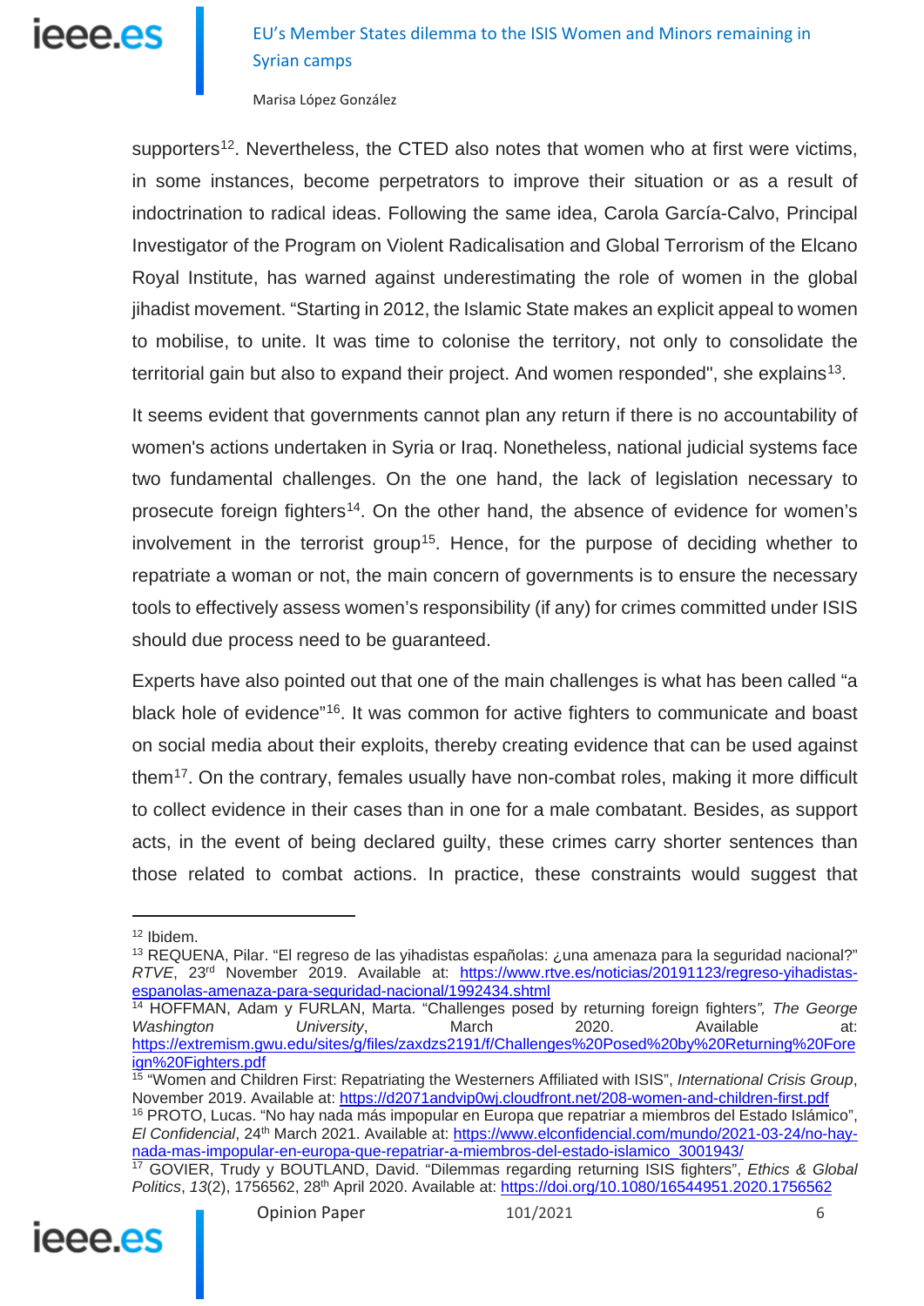supporters[12]. Nevertheless, the CTED also notes that women who at first were victims, in some instances, become perpetrators to improve their situation or as a result of indoctrination to radical ideas. Following the same idea, Carola García-Calvo, Principal Investigator of the Program on Violent Radicalisation and Global Terrorism of the Elcano Royal Institute, has warned against underestimating the role of women in the global jihadist movement. "Starting in 2012, the Islamic State makes an explicit appeal to women to mobilise, to unite. It was time to colonise the territory, not only to consolidate the territorial gain but also to expand their project. And women responded", she explains[13].

It seems evident that governments cannot plan any return if there is no accountability of women's actions undertaken in Syria or Iraq. Nonetheless, national judicial systems face two fundamental challenges. On the one hand, the lack of legislation necessary to prosecute foreign fighters[14]. On the other hand, the absence of evidence for women's involvement in the terrorist group[15]. Hence, for the purpose of deciding whether to repatriate a woman or not, the main concern of governments is to ensure the necessary tools to effectively assess women's responsibility (if any) for crimes committed under ISIS should due process need to be guaranteed.

Experts have also pointed out that one of the main challenges is what has been called "a black hole of evidence"[16]. It was common for active fighters to communicate and boast on social media about their exploits, thereby creating evidence that can be used against them[17]. On the contrary, females usually have non-combat roles, making it more difficult to collect evidence in their cases than in one for a male combatant. Besides, as support acts, in the event of being declared guilty, these crimes carry shorter sentences than those related to combat actions. In practice, these constraints would suggest that

---

[12] Ibidem.

[13] REQUENA, Pilar. "El regreso de las yihadistas españolas: ¿una amenaza para la seguridad nacional?" *RTVE*, 23rd November 2019. Available at: https://www.rtve.es/noticias/20191123/regreso-yihadistas-espanolas-amenaza-para-seguridad-nacional/1992434.shtml

[14] HOFFMAN, Adam y FURLAN, Marta. "Challenges posed by returning foreign fighters", *The George Washington University*, March 2020. Available at: https://extremism.gwu.edu/sites/g/files/zaxdzs2191/f/Challenges%20Posed%20by%20Returning%20Foreign%20Fighters.pdf

[15] "Women and Children First: Repatriating the Westerners Affiliated with ISIS", *International Crisis Group*, November 2019. Available at: https://d2071andvip0wj.cloudfront.net/208-women-and-children-first.pdf

[16] PROTO, Lucas. "No hay nada más impopular en Europa que repatriar a miembros del Estado Islámico", *El Confidencial*, 24th March 2021. Available at: https://www.elconfidencial.com/mundo/2021-03-24/no-hay-nada-mas-impopular-en-europa-que-repatriar-a-miembros-del-estado-islamico_3001943/

[17] GOVIER, Trudy y BOUTLAND, David. "Dilemmas regarding returning ISIS fighters", *Ethics & Global Politics*, *13*(2), 1756562, 28th April 2020. Available at: https://doi.org/10.1080/16544951.2020.1756562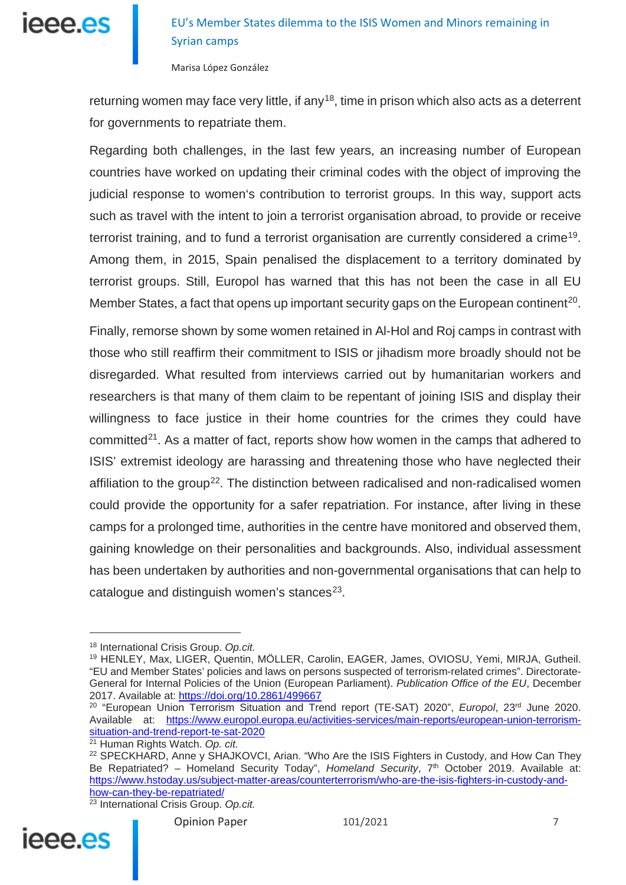returning women may face very little, if any[18], time in prison which also acts as a deterrent for governments to repatriate them.

Regarding both challenges, in the last few years, an increasing number of European countries have worked on updating their criminal codes with the object of improving the judicial response to women's contribution to terrorist groups. In this way, support acts such as travel with the intent to join a terrorist organisation abroad, to provide or receive terrorist training, and to fund a terrorist organisation are currently considered a crime[19]. Among them, in 2015, Spain penalised the displacement to a territory dominated by terrorist groups. Still, Europol has warned that this has not been the case in all EU Member States, a fact that opens up important security gaps on the European continent[20].

Finally, remorse shown by some women retained in Al-Hol and Roj camps in contrast with those who still reaffirm their commitment to ISIS or jihadism more broadly should not be disregarded. What resulted from interviews carried out by humanitarian workers and researchers is that many of them claim to be repentant of joining ISIS and display their willingness to face justice in their home countries for the crimes they could have committed[21]. As a matter of fact, reports show how women in the camps that adhered to ISIS' extremist ideology are harassing and threatening those who have neglected their affiliation to the group[22]. The distinction between radicalised and non-radicalised women could provide the opportunity for a safer repatriation. For instance, after living in these camps for a prolonged time, authorities in the centre have monitored and observed them, gaining knowledge on their personalities and backgrounds. Also, individual assessment has been undertaken by authorities and non-governmental organisations that can help to catalogue and distinguish women's stances[23].

---

[18] International Crisis Group. *Op.cit.*

[19] HENLEY, Max, LIGER, Quentin, MÖLLER, Carolin, EAGER, James, OVIOSU, Yemi, MIRJA, Gutheil. "EU and Member States' policies and laws on persons suspected of terrorism-related crimes". Directorate-General for Internal Policies of the Union (European Parliament). *Publication Office of the EU*, December 2017. Available at: https://doi.org/10.2861/499667

[20] "European Union Terrorism Situation and Trend report (TE-SAT) 2020", *Europol*, 23rd June 2020. Available at: https://www.europol.europa.eu/activities-services/main-reports/european-union-terrorism-situation-and-trend-report-te-sat-2020

[21] Human Rights Watch. *Op. cit.*

[22] SPECKHARD, Anne y SHAJKOVCI, Arian. "Who Are the ISIS Fighters in Custody, and How Can They Be Repatriated? – Homeland Security Today", *Homeland Security*, 7th October 2019. Available at: https://www.hstoday.us/subject-matter-areas/counterterrorism/who-are-the-isis-fighters-in-custody-and-how-can-they-be-repatriated/

[23] International Crisis Group. *Op.cit.*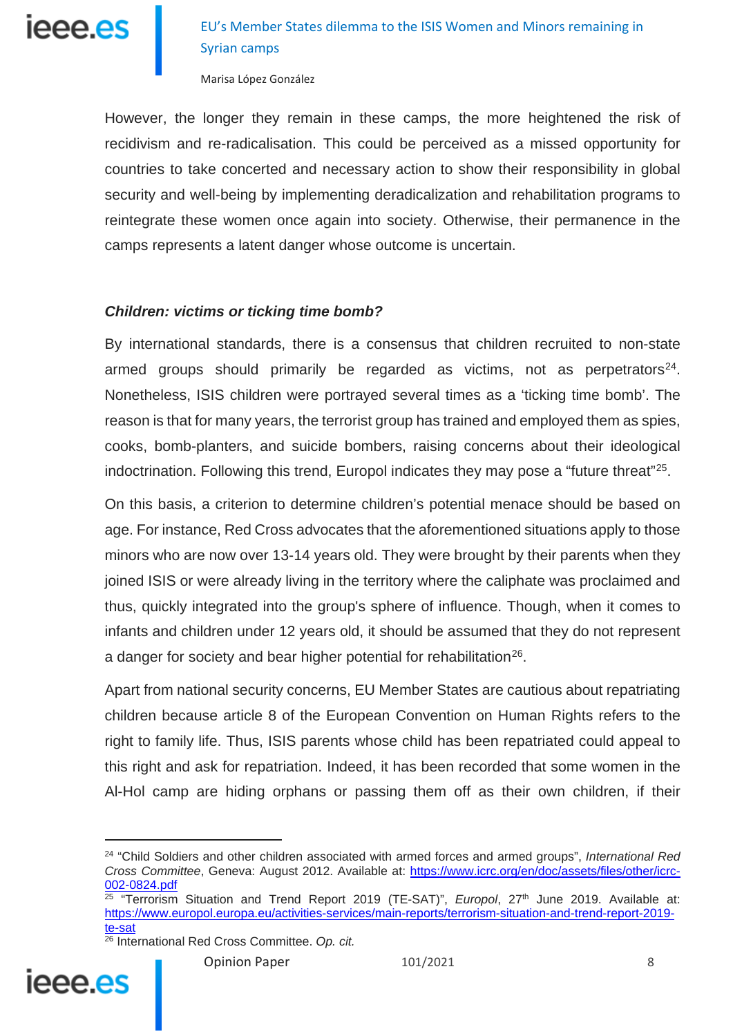However, the longer they remain in these camps, the more heightened the risk of recidivism and re-radicalisation. This could be perceived as a missed opportunity for countries to take concerted and necessary action to show their responsibility in global security and well-being by implementing deradicalization and rehabilitation programs to reintegrate these women once again into society. Otherwise, their permanence in the camps represents a latent danger whose outcome is uncertain.

### ***Children: victims or ticking time bomb?***

By international standards, there is a consensus that children recruited to non-state armed groups should primarily be regarded as victims, not as perpetrators[24]. Nonetheless, ISIS children were portrayed several times as a 'ticking time bomb'. The reason is that for many years, the terrorist group has trained and employed them as spies, cooks, bomb-planters, and suicide bombers, raising concerns about their ideological indoctrination. Following this trend, Europol indicates they may pose a "future threat"[25].

On this basis, a criterion to determine children's potential menace should be based on age. For instance, Red Cross advocates that the aforementioned situations apply to those minors who are now over 13-14 years old. They were brought by their parents when they joined ISIS or were already living in the territory where the caliphate was proclaimed and thus, quickly integrated into the group's sphere of influence. Though, when it comes to infants and children under 12 years old, it should be assumed that they do not represent a danger for society and bear higher potential for rehabilitation[26].

Apart from national security concerns, EU Member States are cautious about repatriating children because article 8 of the European Convention on Human Rights refers to the right to family life. Thus, ISIS parents whose child has been repatriated could appeal to this right and ask for repatriation. Indeed, it has been recorded that some women in the Al-Hol camp are hiding orphans or passing them off as their own children, if their

---

[24] "Child Soldiers and other children associated with armed forces and armed groups", *International Red Cross Committee*, Geneva: August 2012. Available at: https://www.icrc.org/en/doc/assets/files/other/icrc-002-0824.pdf

[25] "Terrorism Situation and Trend Report 2019 (TE-SAT)", *Europol*, 27th June 2019. Available at: https://www.europol.europa.eu/activities-services/main-reports/terrorism-situation-and-trend-report-2019-te-sat

[26] International Red Cross Committee. *Op. cit.*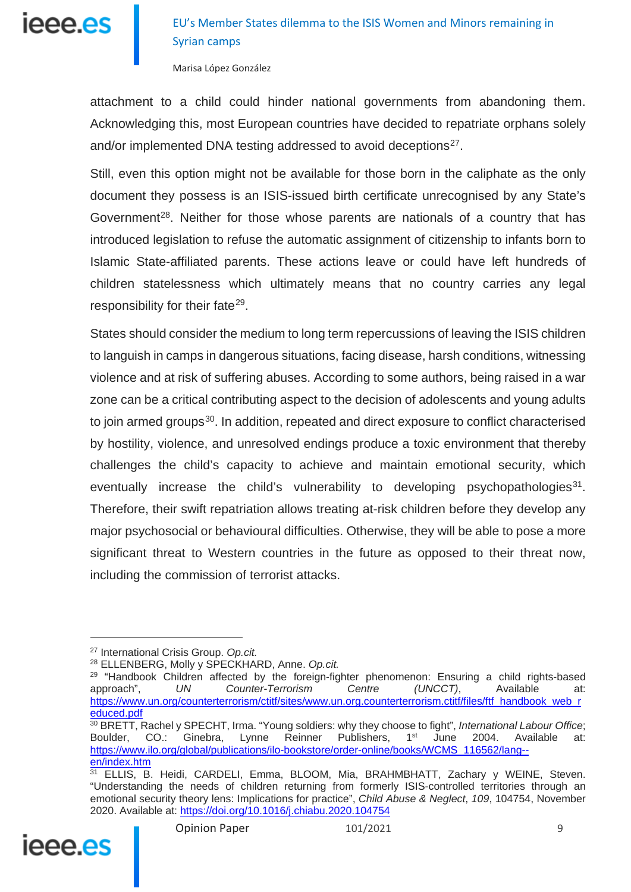attachment to a child could hinder national governments from abandoning them. Acknowledging this, most European countries have decided to repatriate orphans solely and/or implemented DNA testing addressed to avoid deceptions[27].

Still, even this option might not be available for those born in the caliphate as the only document they possess is an ISIS-issued birth certificate unrecognised by any State's Government[28]. Neither for those whose parents are nationals of a country that has introduced legislation to refuse the automatic assignment of citizenship to infants born to Islamic State-affiliated parents. These actions leave or could have left hundreds of children statelessness which ultimately means that no country carries any legal responsibility for their fate[29].

States should consider the medium to long term repercussions of leaving the ISIS children to languish in camps in dangerous situations, facing disease, harsh conditions, witnessing violence and at risk of suffering abuses. According to some authors, being raised in a war zone can be a critical contributing aspect to the decision of adolescents and young adults to join armed groups[30]. In addition, repeated and direct exposure to conflict characterised by hostility, violence, and unresolved endings produce a toxic environment that thereby challenges the child's capacity to achieve and maintain emotional security, which eventually increase the child's vulnerability to developing psychopathologies[31]. Therefore, their swift repatriation allows treating at-risk children before they develop any major psychosocial or behavioural difficulties. Otherwise, they will be able to pose a more significant threat to Western countries in the future as opposed to their threat now, including the commission of terrorist attacks.

---

[27] International Crisis Group. *Op.cit.*

[28] ELLENBERG, Molly y SPECKHARD, Anne. *Op.cit.*

[29] "Handbook Children affected by the foreign-fighter phenomenon: Ensuring a child rights-based approach", *UN Counter-Terrorism Centre (UNCCT)*, Available at: https://www.un.org/counterterrorism/ctitf/sites/www.un.org.counterterrorism.ctitf/files/ftf_handbook_web_reduced.pdf

[30] BRETT, Rachel y SPECHT, Irma. "Young soldiers: why they choose to fight", *International Labour Office*; Boulder, CO.: Ginebra, Lynne Reinner Publishers, 1st June 2004. Available at: https://www.ilo.org/global/publications/ilo-bookstore/order-online/books/WCMS_116562/lang--en/index.htm

[31] ELLIS, B. Heidi, CARDELI, Emma, BLOOM, Mia, BRAHMBHATT, Zachary y WEINE, Steven. "Understanding the needs of children returning from formerly ISIS-controlled territories through an emotional security theory lens: Implications for practice", *Child Abuse & Neglect*, *109*, 104754, November 2020. Available at: https://doi.org/10.1016/j.chiabu.2020.104754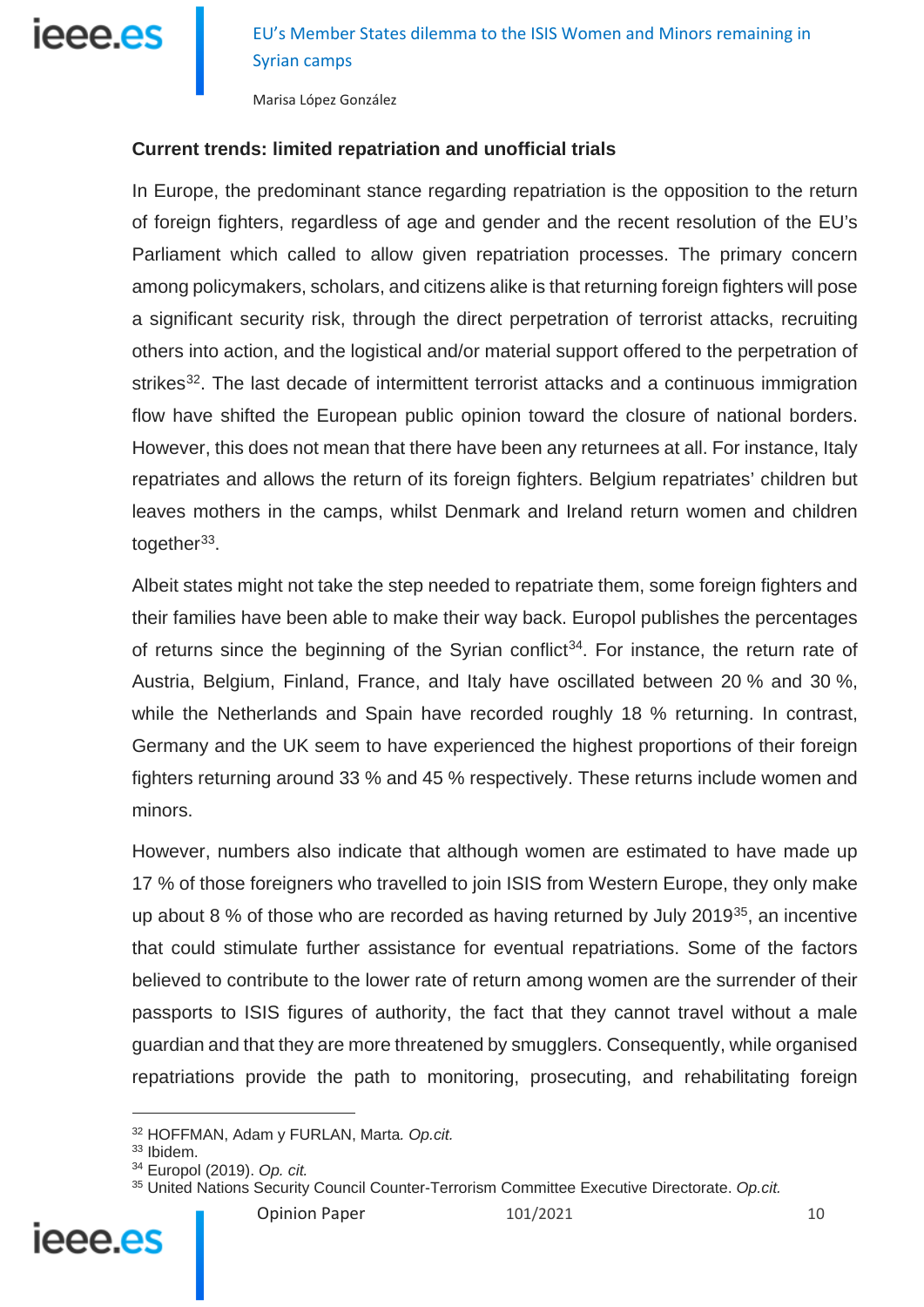### Current trends: limited repatriation and unofficial trials

In Europe, the predominant stance regarding repatriation is the opposition to the return of foreign fighters, regardless of age and gender and the recent resolution of the EU's Parliament which called to allow given repatriation processes. The primary concern among policymakers, scholars, and citizens alike is that returning foreign fighters will pose a significant security risk, through the direct perpetration of terrorist attacks, recruiting others into action, and the logistical and/or material support offered to the perpetration of strikes[32]. The last decade of intermittent terrorist attacks and a continuous immigration flow have shifted the European public opinion toward the closure of national borders. However, this does not mean that there have been any returnees at all. For instance, Italy repatriates and allows the return of its foreign fighters. Belgium repatriates' children but leaves mothers in the camps, whilst Denmark and Ireland return women and children together[33].

Albeit states might not take the step needed to repatriate them, some foreign fighters and their families have been able to make their way back. Europol publishes the percentages of returns since the beginning of the Syrian conflict[34]. For instance, the return rate of Austria, Belgium, Finland, France, and Italy have oscillated between 20 % and 30 %, while the Netherlands and Spain have recorded roughly 18 % returning. In contrast, Germany and the UK seem to have experienced the highest proportions of their foreign fighters returning around 33 % and 45 % respectively. These returns include women and minors.

However, numbers also indicate that although women are estimated to have made up 17 % of those foreigners who travelled to join ISIS from Western Europe, they only make up about 8 % of those who are recorded as having returned by July 2019[35], an incentive that could stimulate further assistance for eventual repatriations. Some of the factors believed to contribute to the lower rate of return among women are the surrender of their passports to ISIS figures of authority, the fact that they cannot travel without a male guardian and that they are more threatened by smugglers. Consequently, while organised repatriations provide the path to monitoring, prosecuting, and rehabilitating foreign

---

[32] HOFFMAN, Adam y FURLAN, Marta. *Op.cit.*
[33] Ibidem.
[34] Europol (2019). *Op. cit.*
[35] United Nations Security Council Counter-Terrorism Committee Executive Directorate. *Op.cit.*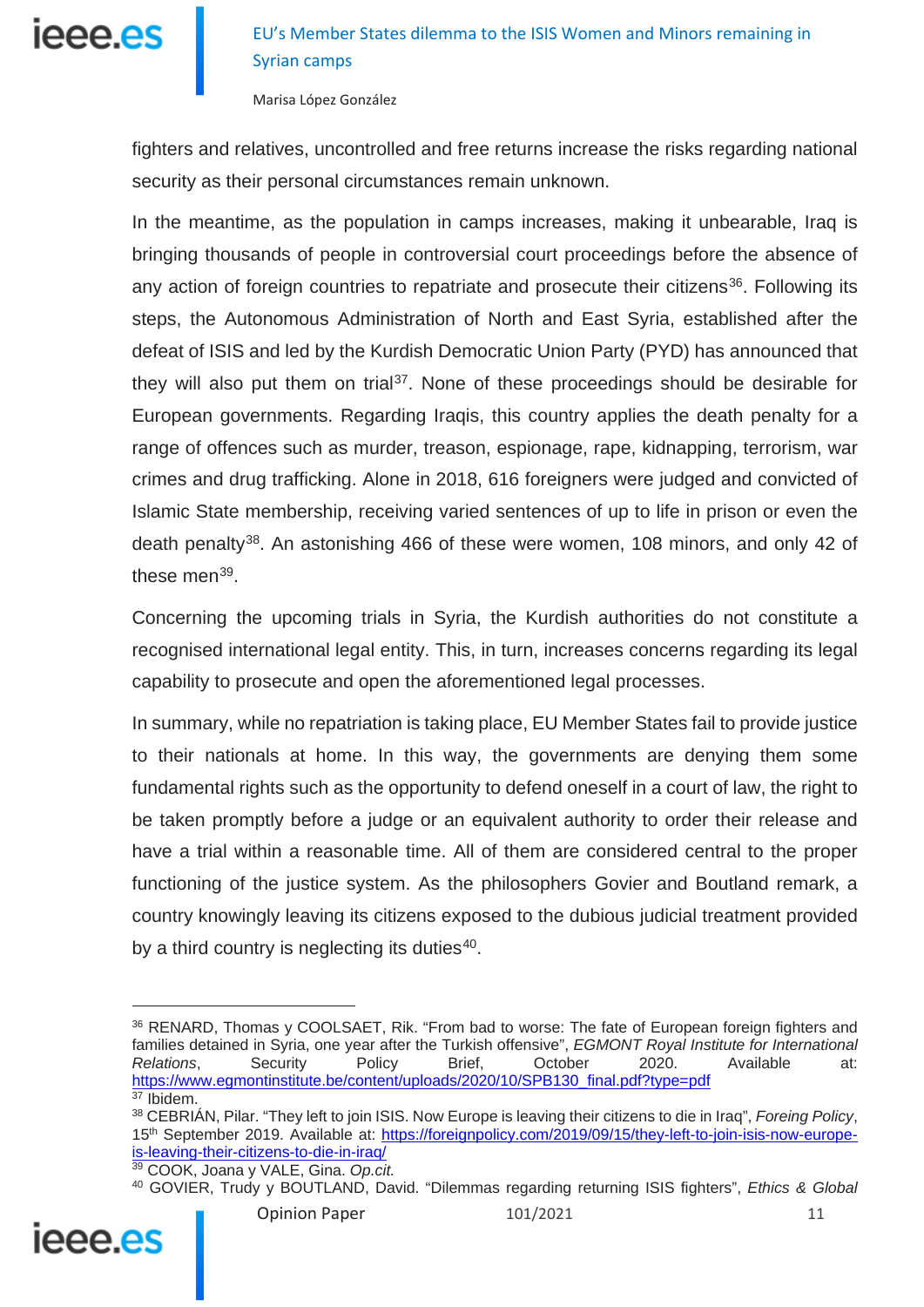fighters and relatives, uncontrolled and free returns increase the risks regarding national security as their personal circumstances remain unknown.

In the meantime, as the population in camps increases, making it unbearable, Iraq is bringing thousands of people in controversial court proceedings before the absence of any action of foreign countries to repatriate and prosecute their citizens[36]. Following its steps, the Autonomous Administration of North and East Syria, established after the defeat of ISIS and led by the Kurdish Democratic Union Party (PYD) has announced that they will also put them on trial[37]. None of these proceedings should be desirable for European governments. Regarding Iraqis, this country applies the death penalty for a range of offences such as murder, treason, espionage, rape, kidnapping, terrorism, war crimes and drug trafficking. Alone in 2018, 616 foreigners were judged and convicted of Islamic State membership, receiving varied sentences of up to life in prison or even the death penalty[38]. An astonishing 466 of these were women, 108 minors, and only 42 of these men[39].

Concerning the upcoming trials in Syria, the Kurdish authorities do not constitute a recognised international legal entity. This, in turn, increases concerns regarding its legal capability to prosecute and open the aforementioned legal processes.

In summary, while no repatriation is taking place, EU Member States fail to provide justice to their nationals at home. In this way, the governments are denying them some fundamental rights such as the opportunity to defend oneself in a court of law, the right to be taken promptly before a judge or an equivalent authority to order their release and have a trial within a reasonable time. All of them are considered central to the proper functioning of the justice system. As the philosophers Govier and Boutland remark, a country knowingly leaving its citizens exposed to the dubious judicial treatment provided by a third country is neglecting its duties[40].

---

[36] RENARD, Thomas y COOLSAET, Rik. "From bad to worse: The fate of European foreign fighters and families detained in Syria, one year after the Turkish offensive", *EGMONT Royal Institute for International Relations*, Security Policy Brief, October 2020. Available at: https://www.egmontinstitute.be/content/uploads/2020/10/SPB130_final.pdf?type=pdf

[37] Ibidem.

[38] CEBRIÁN, Pilar. "They left to join ISIS. Now Europe is leaving their citizens to die in Iraq", *Foreing Policy*, 15th September 2019. Available at: https://foreignpolicy.com/2019/09/15/they-left-to-join-isis-now-europe-is-leaving-their-citizens-to-die-in-iraq/

[39] COOK, Joana y VALE, Gina. *Op.cit.*

[40] GOVIER, Trudy y BOUTLAND, David. "Dilemmas regarding returning ISIS fighters", *Ethics & Global*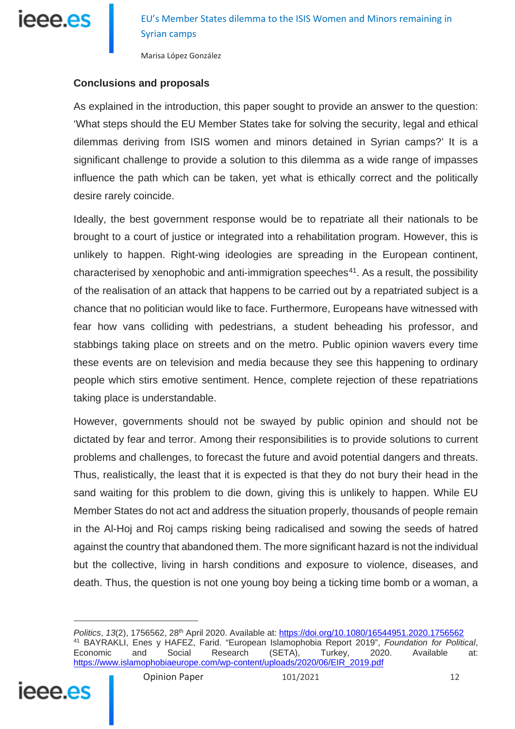### Conclusions and proposals

As explained in the introduction, this paper sought to provide an answer to the question: 'What steps should the EU Member States take for solving the security, legal and ethical dilemmas deriving from ISIS women and minors detained in Syrian camps?' It is a significant challenge to provide a solution to this dilemma as a wide range of impasses influence the path which can be taken, yet what is ethically correct and the politically desire rarely coincide.

Ideally, the best government response would be to repatriate all their nationals to be brought to a court of justice or integrated into a rehabilitation program. However, this is unlikely to happen. Right-wing ideologies are spreading in the European continent, characterised by xenophobic and anti-immigration speeches[41]. As a result, the possibility of the realisation of an attack that happens to be carried out by a repatriated subject is a chance that no politician would like to face. Furthermore, Europeans have witnessed with fear how vans colliding with pedestrians, a student beheading his professor, and stabbings taking place on streets and on the metro. Public opinion wavers every time these events are on television and media because they see this happening to ordinary people which stirs emotive sentiment. Hence, complete rejection of these repatriations taking place is understandable.

However, governments should not be swayed by public opinion and should not be dictated by fear and terror. Among their responsibilities is to provide solutions to current problems and challenges, to forecast the future and avoid potential dangers and threats. Thus, realistically, the least that it is expected is that they do not bury their head in the sand waiting for this problem to die down, giving this is unlikely to happen. While EU Member States do not act and address the situation properly, thousands of people remain in the Al-Hoj and Roj camps risking being radicalised and sowing the seeds of hatred against the country that abandoned them. The more significant hazard is not the individual but the collective, living in harsh conditions and exposure to violence, diseases, and death. Thus, the question is not one young boy being a ticking time bomb or a woman, a

---

*Politics*, *13*(2), 1756562, 28th April 2020. Available at: https://doi.org/10.1080/16544951.2020.1756562

[41] BAYRAKLI, Enes y HAFEZ, Farid. "European Islamophobia Report 2019", *Foundation for Political, Economic and Social Research* (SETA), Turkey, 2020. Available at: https://www.islamophobiaeurope.com/wp-content/uploads/2020/06/EIR_2019.pdf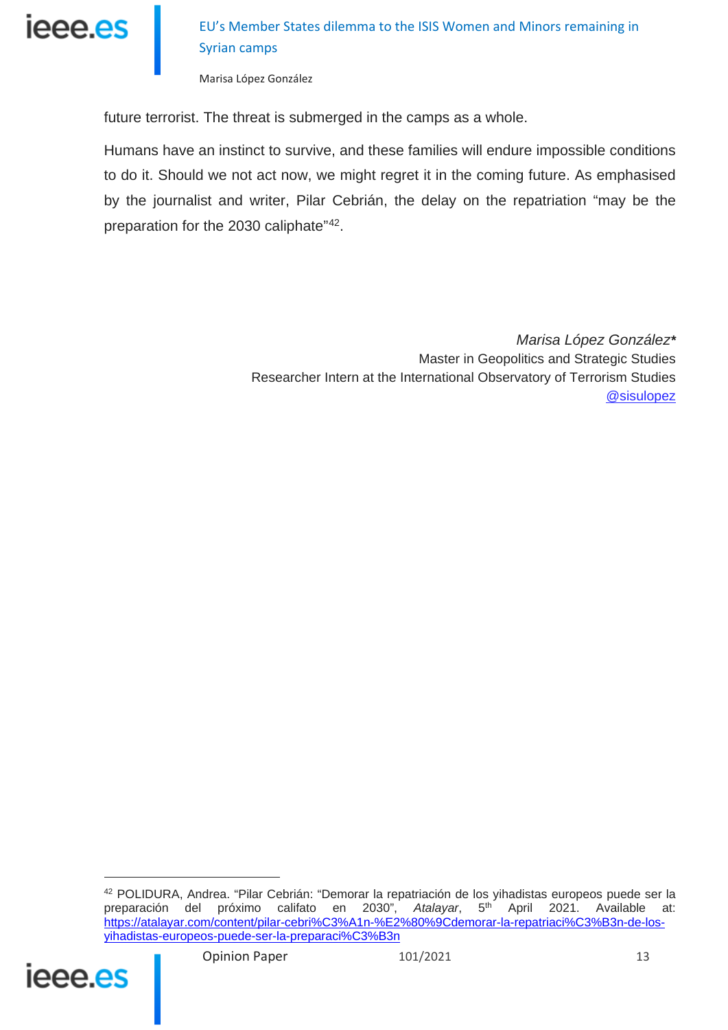future terrorist. The threat is submerged in the camps as a whole.

Humans have an instinct to survive, and these families will endure impossible conditions to do it. Should we not act now, we might regret it in the coming future. As emphasised by the journalist and writer, Pilar Cebrián, the delay on the repatriation "may be the preparation for the 2030 caliphate"[42].

*Marisa López González*\*
Master in Geopolitics and Strategic Studies
Researcher Intern at the International Observatory of Terrorism Studies
@sisulopez

---

[42] POLIDURA, Andrea. "Pilar Cebrián: "Demorar la repatriación de los yihadistas europeos puede ser la preparación del próximo califato en 2030", *Atalayar*, 5th April 2021. Available at: https://atalayar.com/content/pilar-cebri%C3%A1n-%E2%80%9Cdemorar-la-repatriaci%C3%B3n-de-los-yihadistas-europeos-puede-ser-la-preparaci%C3%B3n